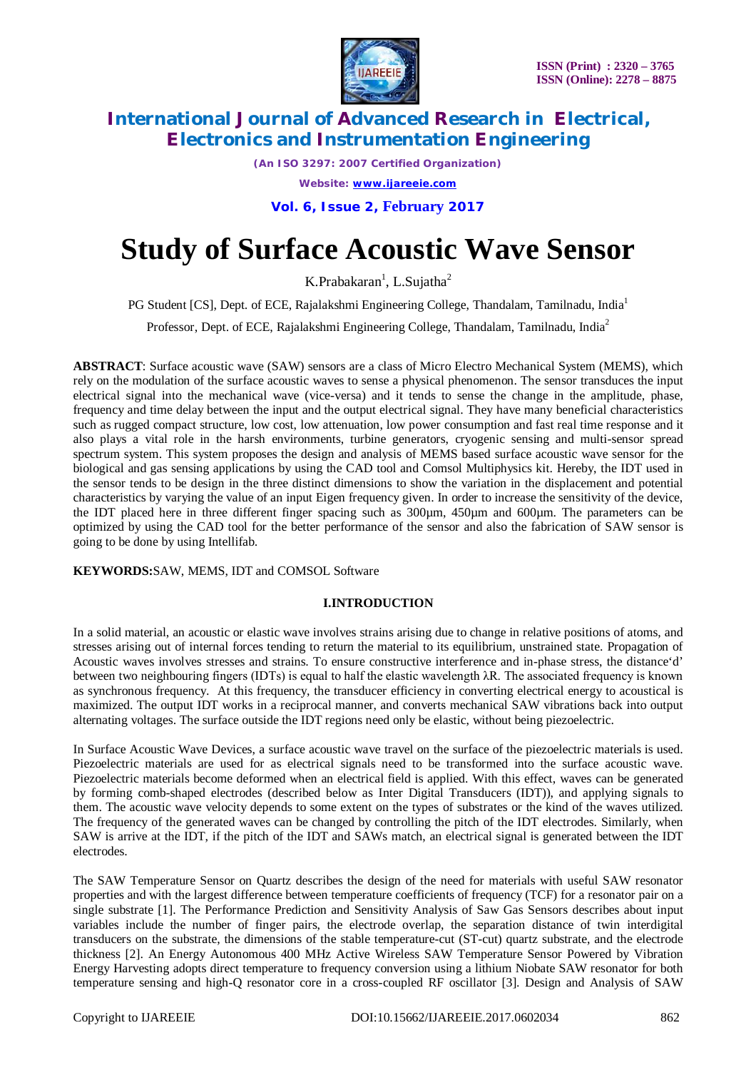# Study of Surface Acoustic Wave Sensor

K.Prabakaran[1], L.Sujatha[2]

PG Student [CS], Dept. of ECE, Rajalakshmi Engineering College, Thandalam, Tamilnadu, India[1]

Professor, Dept. of ECE, Rajalakshmi Engineering College, Thandalam, Tamilnadu, India[2]

**ABSTRACT**: Surface acoustic wave (SAW) sensors are a class of Micro Electro Mechanical System (MEMS), which rely on the modulation of the surface acoustic waves to sense a physical phenomenon. The sensor transduces the input electrical signal into the mechanical wave (vice-versa) and it tends to sense the change in the amplitude, phase, frequency and time delay between the input and the output electrical signal. They have many beneficial characteristics such as rugged compact structure, low cost, low attenuation, low power consumption and fast real time response and it also plays a vital role in the harsh environments, turbine generators, cryogenic sensing and multi-sensor spread spectrum system. This system proposes the design and analysis of MEMS based surface acoustic wave sensor for the biological and gas sensing applications by using the CAD tool and Comsol Multiphysics kit. Hereby, the IDT used in the sensor tends to be design in the three distinct dimensions to show the variation in the displacement and potential characteristics by varying the value of an input Eigen frequency given. In order to increase the sensitivity of the device, the IDT placed here in three different finger spacing such as 300µm, 450µm and 600µm. The parameters can be optimized by using the CAD tool for the better performance of the sensor and also the fabrication of SAW sensor is going to be done by using Intellifab.

**KEYWORDS:** SAW, MEMS, IDT and COMSOL Software

## I.INTRODUCTION

In a solid material, an acoustic or elastic wave involves strains arising due to change in relative positions of atoms, and stresses arising out of internal forces tending to return the material to its equilibrium, unstrained state. Propagation of Acoustic waves involves stresses and strains. To ensure constructive interference and in-phase stress, the distance'd' between two neighbouring fingers (IDTs) is equal to half the elastic wavelength $\lambda R$. The associated frequency is known as synchronous frequency. At this frequency, the transducer efficiency in converting electrical energy to acoustical is maximized. The output IDT works in a reciprocal manner, and converts mechanical SAW vibrations back into output alternating voltages. The surface outside the IDT regions need only be elastic, without being piezoelectric.

In Surface Acoustic Wave Devices, a surface acoustic wave travel on the surface of the piezoelectric materials is used. Piezoelectric materials are used for as electrical signals need to be transformed into the surface acoustic wave. Piezoelectric materials become deformed when an electrical field is applied. With this effect, waves can be generated by forming comb-shaped electrodes (described below as Inter Digital Transducers (IDT)), and applying signals to them. The acoustic wave velocity depends to some extent on the types of substrates or the kind of the waves utilized. The frequency of the generated waves can be changed by controlling the pitch of the IDT electrodes. Similarly, when SAW is arrive at the IDT, if the pitch of the IDT and SAWs match, an electrical signal is generated between the IDT electrodes.

The SAW Temperature Sensor on Quartz describes the design of the need for materials with useful SAW resonator properties and with the largest difference between temperature coefficients of frequency (TCF) for a resonator pair on a single substrate [1]. The Performance Prediction and Sensitivity Analysis of Saw Gas Sensors describes about input variables include the number of finger pairs, the electrode overlap, the separation distance of twin interdigital transducers on the substrate, the dimensions of the stable temperature-cut (ST-cut) quartz substrate, and the electrode thickness [2]. An Energy Autonomous 400 MHz Active Wireless SAW Temperature Sensor Powered by Vibration Energy Harvesting adopts direct temperature to frequency conversion using a lithium Niobate SAW resonator for both temperature sensing and high-Q resonator core in a cross-coupled RF oscillator [3]. Design and Analysis of SAW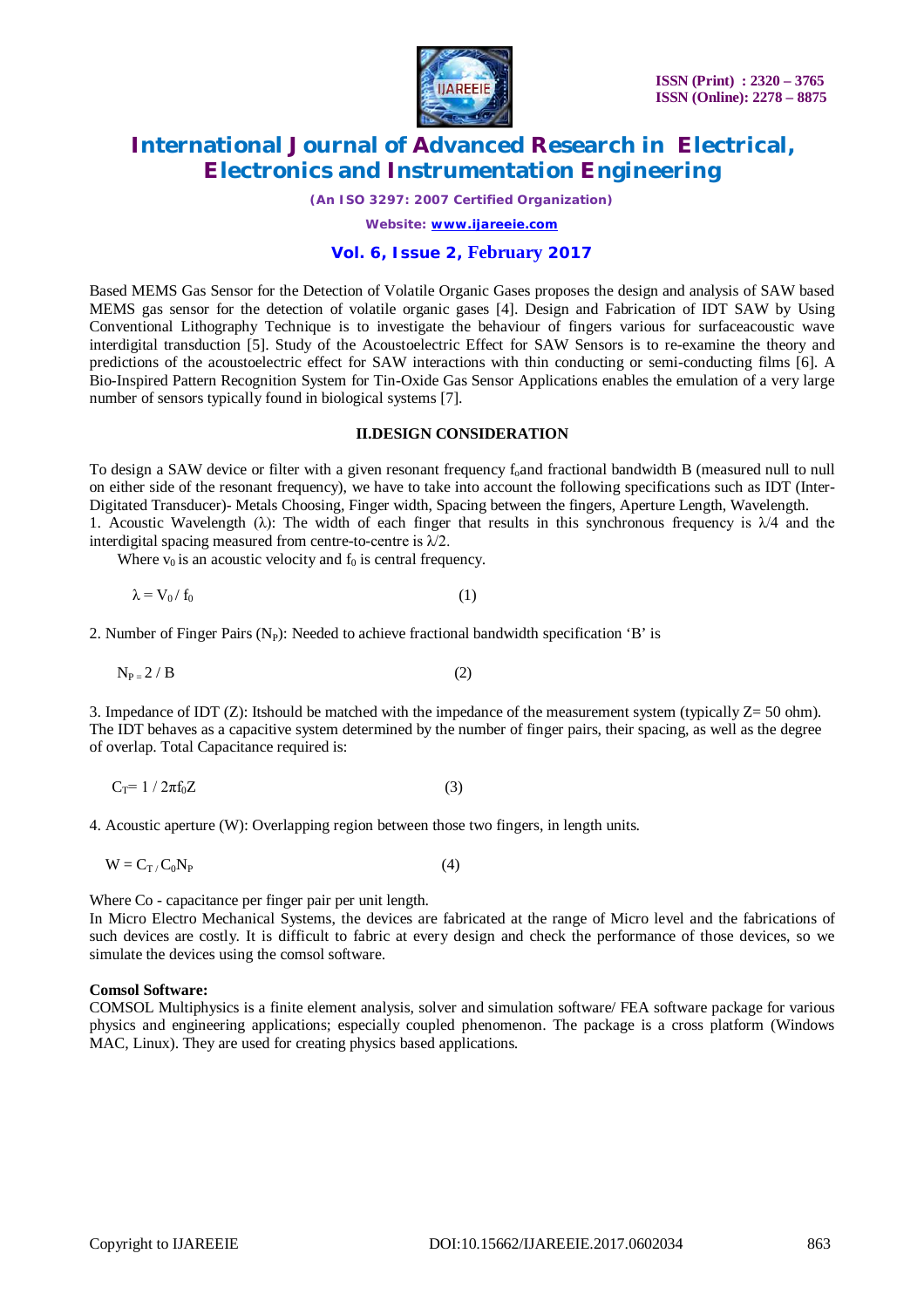Based MEMS Gas Sensor for the Detection of Volatile Organic Gases proposes the design and analysis of SAW based MEMS gas sensor for the detection of volatile organic gases [4]. Design and Fabrication of IDT SAW by Using Conventional Lithography Technique is to investigate the behaviour of fingers various for surfaceacoustic wave interdigital transduction [5]. Study of the Acoustoelectric Effect for SAW Sensors is to re-examine the theory and predictions of the acoustoelectric effect for SAW interactions with thin conducting or semi-conducting films [6]. A Bio-Inspired Pattern Recognition System for Tin-Oxide Gas Sensor Applications enables the emulation of a very large number of sensors typically found in biological systems [7].

## II.DESIGN CONSIDERATION

To design a SAW device or filter with a given resonant frequency $f_o$and fractional bandwidth B (measured null to null on either side of the resonant frequency), we have to take into account the following specifications such as IDT (Inter-Digitated Transducer)- Metals Choosing, Finger width, Spacing between the fingers, Aperture Length, Wavelength.

1. Acoustic Wavelength (λ): The width of each finger that results in this synchronous frequency is λ/4 and the interdigital spacing measured from centre-to-centre is λ/2.

Where $v_0$ is an acoustic velocity and $f_0$ is central frequency.

$$\lambda = V_0 / f_0 \qquad (1)$$

2. Number of Finger Pairs ($N_P$): Needed to achieve fractional bandwidth specification 'B' is

$$N_P = 2 / B \qquad (2)$$

3. Impedance of IDT (Z): Itshould be matched with the impedance of the measurement system (typically Z= 50 ohm). The IDT behaves as a capacitive system determined by the number of finger pairs, their spacing, as well as the degree of overlap. Total Capacitance required is:

$$C_T = 1 / 2\pi f_0 Z \qquad (3)$$

4. Acoustic aperture (W): Overlapping region between those two fingers, in length units.

$$W = C_T / C_0 N_P \qquad (4)$$

Where Co - capacitance per finger pair per unit length.

In Micro Electro Mechanical Systems, the devices are fabricated at the range of Micro level and the fabrications of such devices are costly. It is difficult to fabric at every design and check the performance of those devices, so we simulate the devices using the comsol software.

**Comsol Software:**

COMSOL Multiphysics is a finite element analysis, solver and simulation software/ FEA software package for various physics and engineering applications; especially coupled phenomenon. The package is a cross platform (Windows MAC, Linux). They are used for creating physics based applications.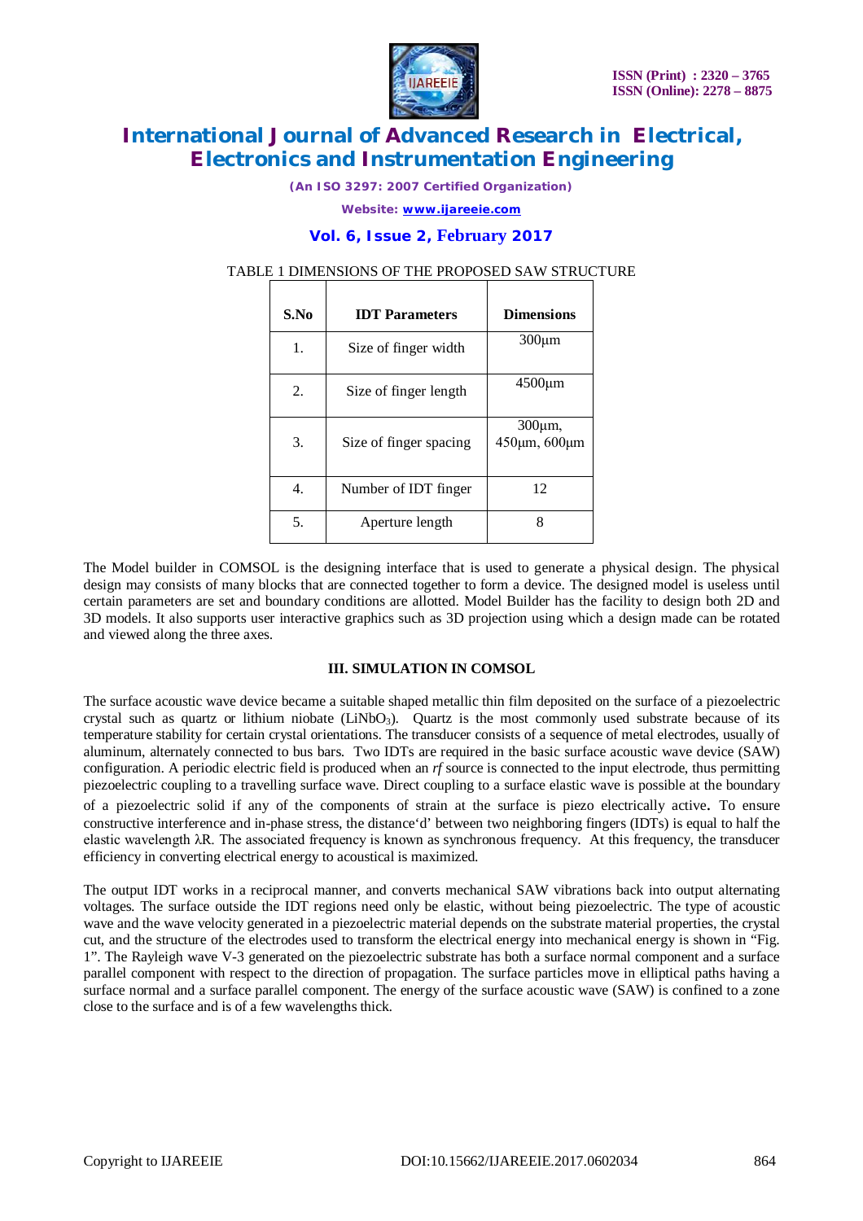TABLE 1 DIMENSIONS OF THE PROPOSED SAW STRUCTURE

| S.No | IDT Parameters | Dimensions |
|---|---|---|
| 1. | Size of finger width | 300µm |
| 2. | Size of finger length | 4500µm |
| 3. | Size of finger spacing | 300µm, 450µm, 600µm |
| 4. | Number of IDT finger | 12 |
| 5. | Aperture length | 8 |

The Model builder in COMSOL is the designing interface that is used to generate a physical design. The physical design may consists of many blocks that are connected together to form a device. The designed model is useless until certain parameters are set and boundary conditions are allotted. Model Builder has the facility to design both 2D and 3D models. It also supports user interactive graphics such as 3D projection using which a design made can be rotated and viewed along the three axes.

### III. SIMULATION IN COMSOL

The surface acoustic wave device became a suitable shaped metallic thin film deposited on the surface of a piezoelectric crystal such as quartz or lithium niobate ($LiNbO_3$). Quartz is the most commonly used substrate because of its temperature stability for certain crystal orientations. The transducer consists of a sequence of metal electrodes, usually of aluminum, alternately connected to bus bars. Two IDTs are required in the basic surface acoustic wave device (SAW) configuration. A periodic electric field is produced when an *rf* source is connected to the input electrode, thus permitting piezoelectric coupling to a travelling surface wave. Direct coupling to a surface elastic wave is possible at the boundary of a piezoelectric solid if any of the components of strain at the surface is piezo electrically active**.** To ensure constructive interference and in-phase stress, the distance'd' between two neighboring fingers (IDTs) is equal to half the elastic wavelength λR. The associated frequency is known as synchronous frequency. At this frequency, the transducer efficiency in converting electrical energy to acoustical is maximized.

The output IDT works in a reciprocal manner, and converts mechanical SAW vibrations back into output alternating voltages. The surface outside the IDT regions need only be elastic, without being piezoelectric. The type of acoustic wave and the wave velocity generated in a piezoelectric material depends on the substrate material properties, the crystal cut, and the structure of the electrodes used to transform the electrical energy into mechanical energy is shown in "Fig. 1". The Rayleigh wave V-3 generated on the piezoelectric substrate has both a surface normal component and a surface parallel component with respect to the direction of propagation. The surface particles move in elliptical paths having a surface normal and a surface parallel component. The energy of the surface acoustic wave (SAW) is confined to a zone close to the surface and is of a few wavelengths thick.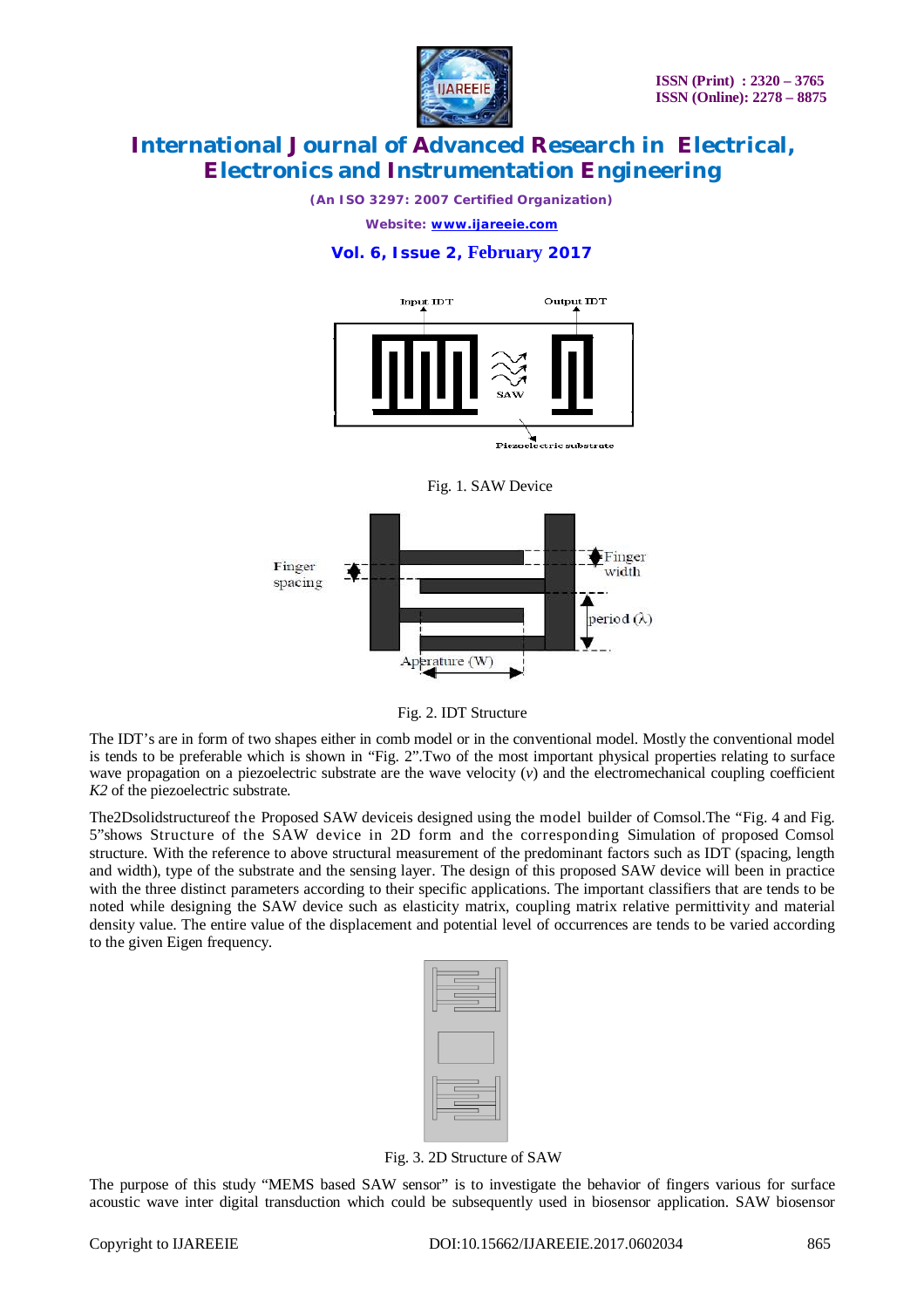Fig. 1. SAW Device

Fig. 2. IDT Structure

The IDT's are in form of two shapes either in comb model or in the conventional model. Mostly the conventional model is tends to be preferable which is shown in "Fig. 2".Two of the most important physical properties relating to surface wave propagation on a piezoelectric substrate are the wave velocity ($v$) and the electromechanical coupling coefficient *K2* of the piezoelectric substrate.

The2Dsolidstructureof the Proposed SAW deviceis designed using the model builder of Comsol.The "Fig. 4 and Fig. 5"shows Structure of the SAW device in 2D form and the corresponding Simulation of proposed Comsol structure. With the reference to above structural measurement of the predominant factors such as IDT (spacing, length and width), type of the substrate and the sensing layer. The design of this proposed SAW device will been in practice with the three distinct parameters according to their specific applications. The important classifiers that are tends to be noted while designing the SAW device such as elasticity matrix, coupling matrix relative permittivity and material density value. The entire value of the displacement and potential level of occurrences are tends to be varied according to the given Eigen frequency.

Fig. 3. 2D Structure of SAW

The purpose of this study "MEMS based SAW sensor" is to investigate the behavior of fingers various for surface acoustic wave inter digital transduction which could be subsequently used in biosensor application. SAW biosensor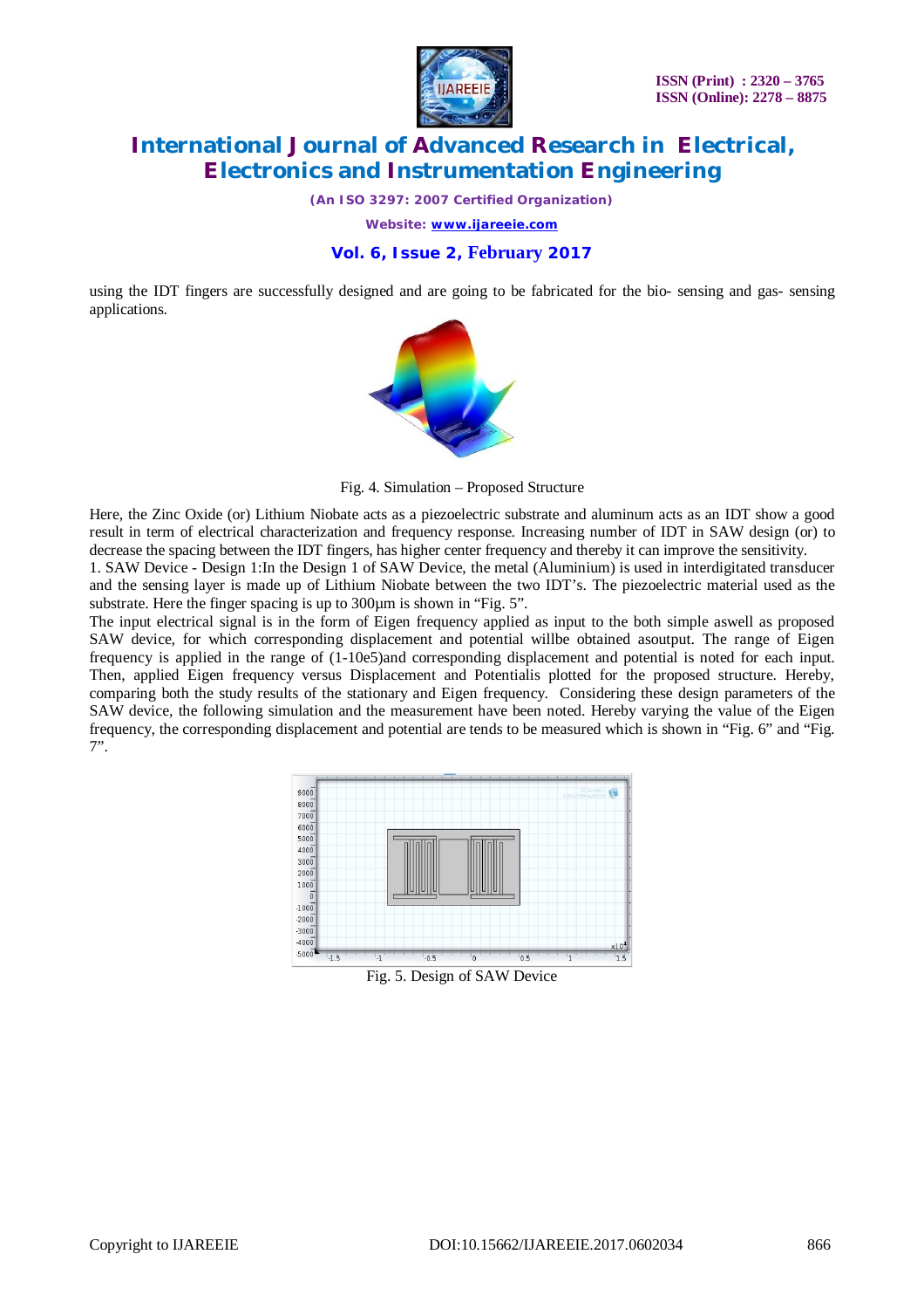using the IDT fingers are successfully designed and are going to be fabricated for the bio- sensing and gas- sensing applications.

Fig. 4. Simulation – Proposed Structure

Here, the Zinc Oxide (or) Lithium Niobate acts as a piezoelectric substrate and aluminum acts as an IDT show a good result in term of electrical characterization and frequency response. Increasing number of IDT in SAW design (or) to decrease the spacing between the IDT fingers, has higher center frequency and thereby it can improve the sensitivity.

1. SAW Device - Design 1:In the Design 1 of SAW Device, the metal (Aluminium) is used in interdigitated transducer and the sensing layer is made up of Lithium Niobate between the two IDT's. The piezoelectric material used as the substrate. Here the finger spacing is up to 300μm is shown in "Fig. 5".

The input electrical signal is in the form of Eigen frequency applied as input to the both simple aswell as proposed SAW device, for which corresponding displacement and potential willbe obtained asoutput. The range of Eigen frequency is applied in the range of (1-10e5)and corresponding displacement and potential is noted for each input. Then, applied Eigen frequency versus Displacement and Potentialis plotted for the proposed structure. Hereby, comparing both the study results of the stationary and Eigen frequency. Considering these design parameters of the SAW device, the following simulation and the measurement have been noted. Hereby varying the value of the Eigen frequency, the corresponding displacement and potential are tends to be measured which is shown in "Fig. 6" and "Fig. 7".

Fig. 5. Design of SAW Device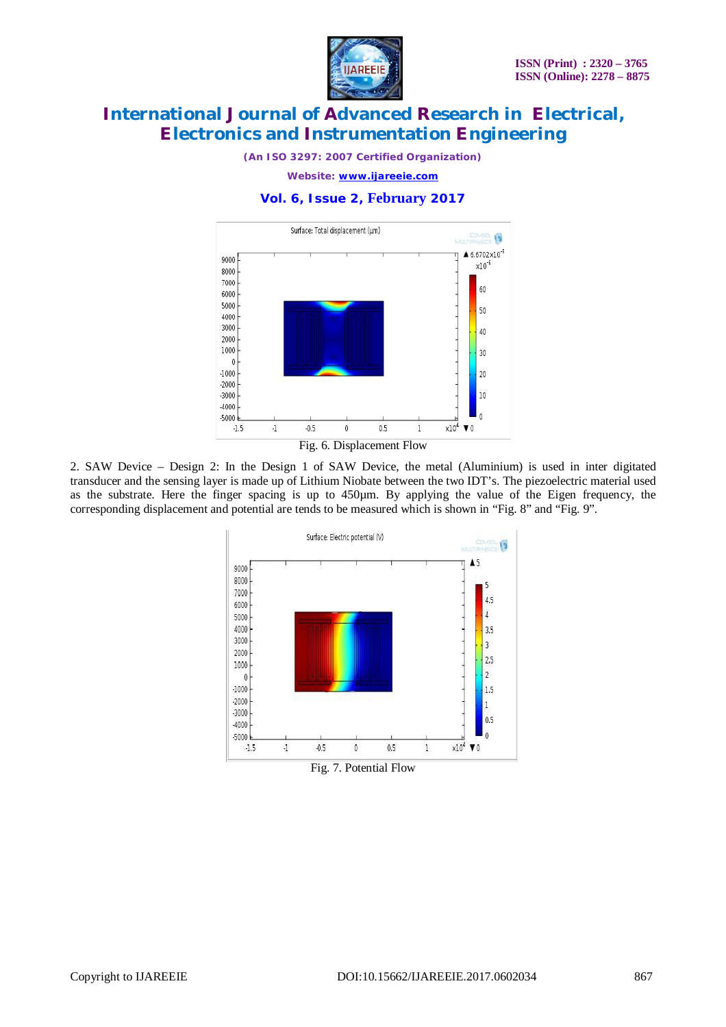Fig. 6. Displacement Flow

2. SAW Device – Design 2: In the Design 1 of SAW Device, the metal (Aluminium) is used in inter digitated transducer and the sensing layer is made up of Lithium Niobate between the two IDT's. The piezoelectric material used as the substrate. Here the finger spacing is up to 450μm. By applying the value of the Eigen frequency, the corresponding displacement and potential are tends to be measured which is shown in "Fig. 8" and "Fig. 9".

Fig. 7. Potential Flow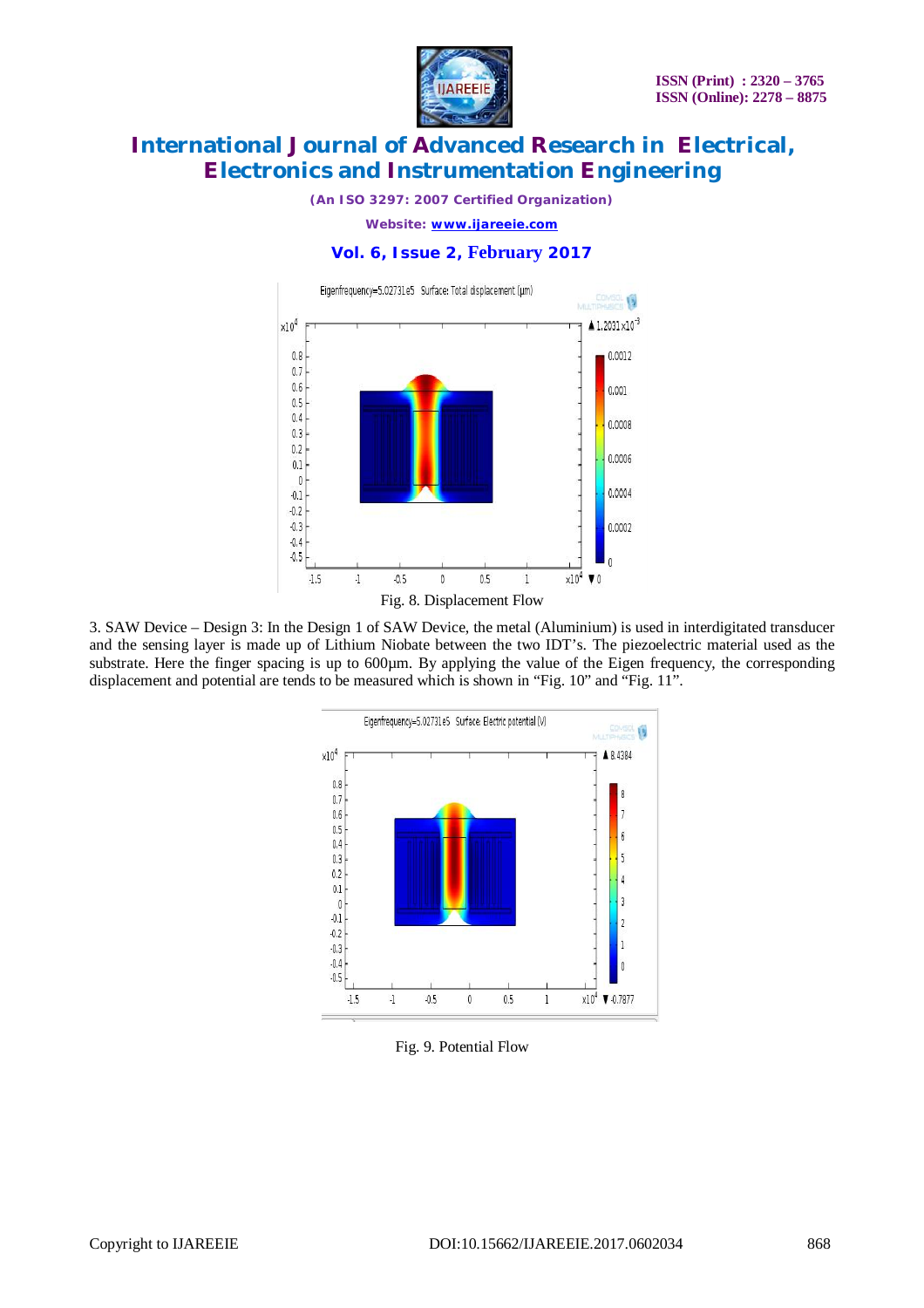Fig. 8. Displacement Flow

3. SAW Device – Design 3: In the Design 1 of SAW Device, the metal (Aluminium) is used in interdigitated transducer and the sensing layer is made up of Lithium Niobate between the two IDT's. The piezoelectric material used as the substrate. Here the finger spacing is up to 600µm. By applying the value of the Eigen frequency, the corresponding displacement and potential are tends to be measured which is shown in "Fig. 10" and "Fig. 11".

Fig. 9. Potential Flow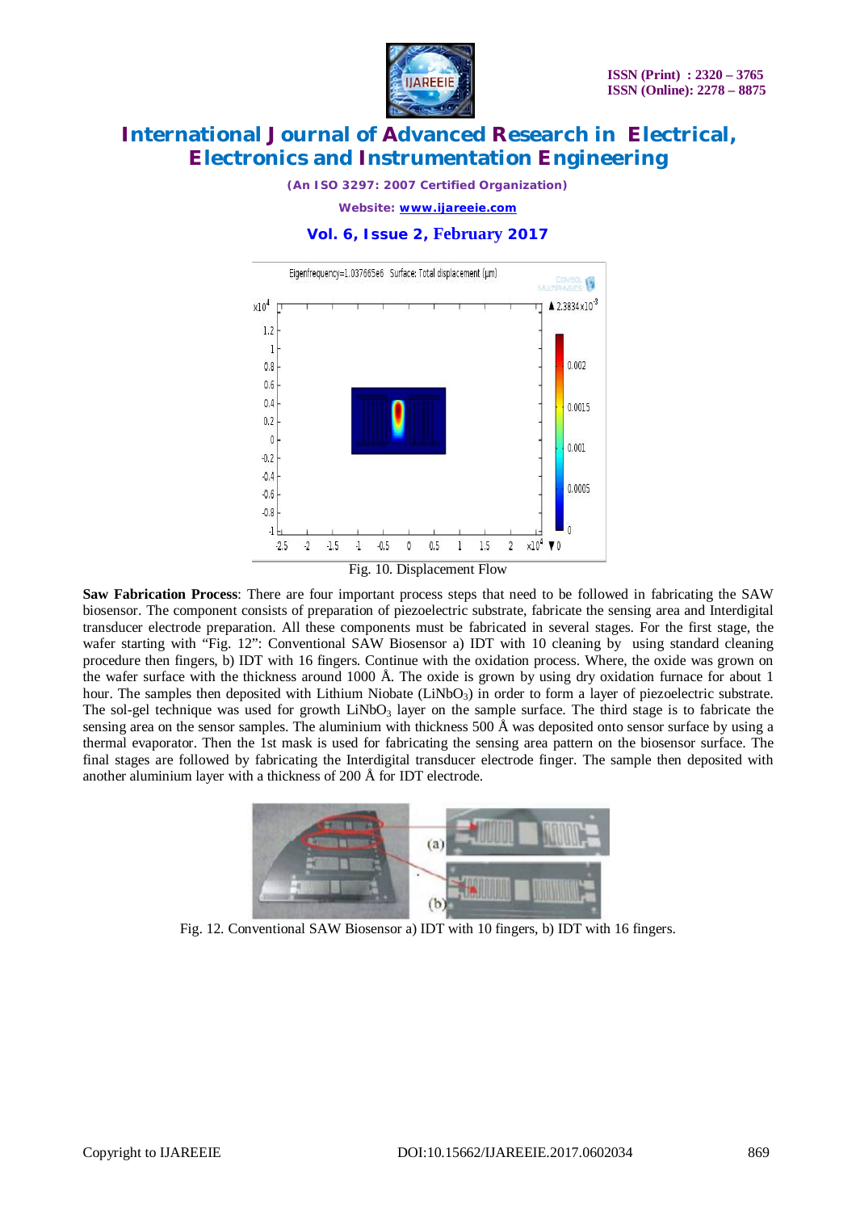Fig. 10. Displacement Flow

**Saw Fabrication Process**: There are four important process steps that need to be followed in fabricating the SAW biosensor. The component consists of preparation of piezoelectric substrate, fabricate the sensing area and Interdigital transducer electrode preparation. All these components must be fabricated in several stages. For the first stage, the wafer starting with "Fig. 12": Conventional SAW Biosensor a) IDT with 10 cleaning by using standard cleaning procedure then fingers, b) IDT with 16 fingers. Continue with the oxidation process. Where, the oxide was grown on the wafer surface with the thickness around 1000 Å. The oxide is grown by using dry oxidation furnace for about 1 hour. The samples then deposited with Lithium Niobate ($LiNbO_3$) in order to form a layer of piezoelectric substrate. The sol-gel technique was used for growth $LiNbO_3$ layer on the sample surface. The third stage is to fabricate the sensing area on the sensor samples. The aluminium with thickness 500 Å was deposited onto sensor surface by using a thermal evaporator. Then the 1st mask is used for fabricating the sensing area pattern on the biosensor surface. The final stages are followed by fabricating the Interdigital transducer electrode finger. The sample then deposited with another aluminium layer with a thickness of 200 Å for IDT electrode.

Fig. 12. Conventional SAW Biosensor a) IDT with 10 fingers, b) IDT with 16 fingers.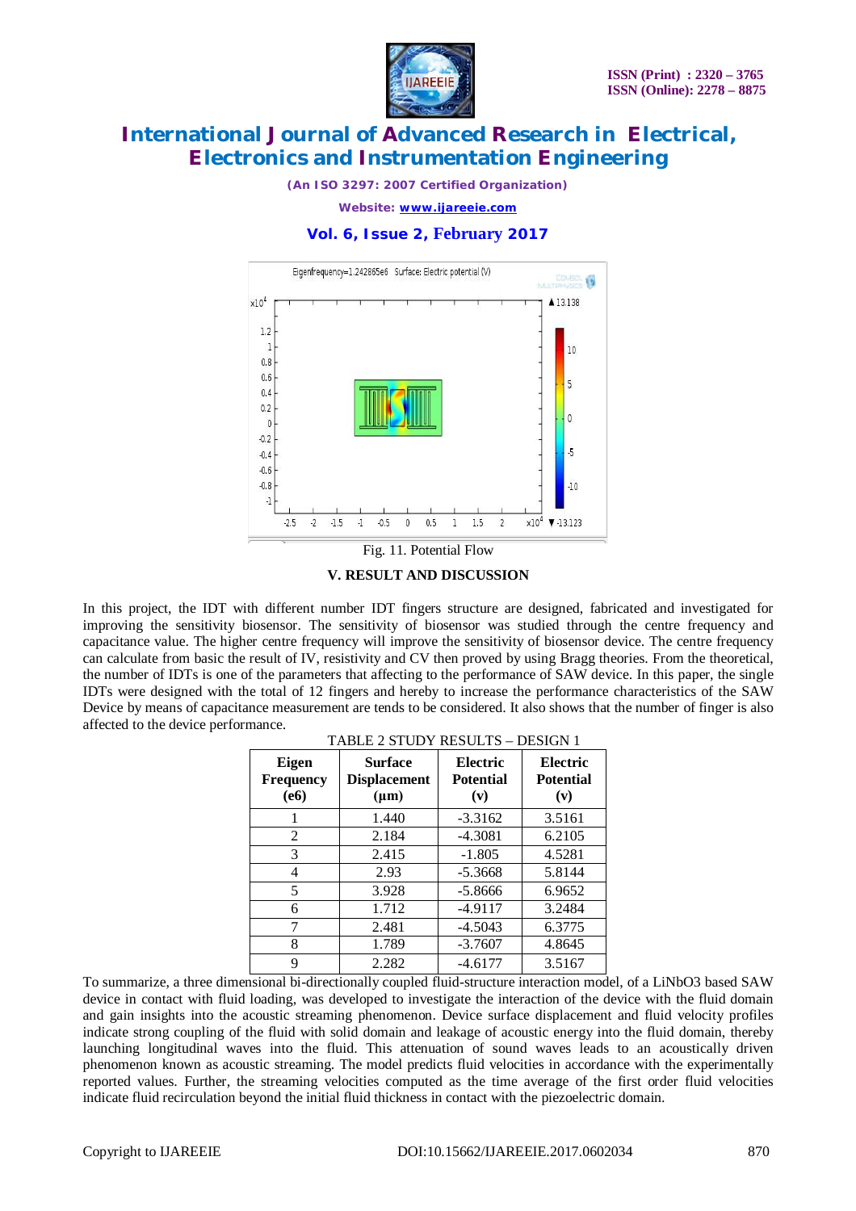Fig. 11. Potential Flow

## V. RESULT AND DISCUSSION

In this project, the IDT with different number IDT fingers structure are designed, fabricated and investigated for improving the sensitivity biosensor. The sensitivity of biosensor was studied through the centre frequency and capacitance value. The higher centre frequency will improve the sensitivity of biosensor device. The centre frequency can calculate from basic the result of IV, resistivity and CV then proved by using Bragg theories. From the theoretical, the number of IDTs is one of the parameters that affecting to the performance of SAW device. In this paper, the single IDTs were designed with the total of 12 fingers and hereby to increase the performance characteristics of the SAW Device by means of capacitance measurement are tends to be considered. It also shows that the number of finger is also affected to the device performance.

TABLE 2 STUDY RESULTS – DESIGN 1

| Eigen Frequency (e6) | Surface Displacement (µm) | Electric Potential (v) | Electric Potential (v) |
|---|---|---|---|
| 1 | 1.440 | -3.3162 | 3.5161 |
| 2 | 2.184 | -4.3081 | 6.2105 |
| 3 | 2.415 | -1.805 | 4.5281 |
| 4 | 2.93 | -5.3668 | 5.8144 |
| 5 | 3.928 | -5.8666 | 6.9652 |
| 6 | 1.712 | -4.9117 | 3.2484 |
| 7 | 2.481 | -4.5043 | 6.3775 |
| 8 | 1.789 | -3.7607 | 4.8645 |
| 9 | 2.282 | -4.6177 | 3.5167 |

To summarize, a three dimensional bi-directionally coupled fluid-structure interaction model, of a $LiNbO_3$ based SAW device in contact with fluid loading, was developed to investigate the interaction of the device with the fluid domain and gain insights into the acoustic streaming phenomenon. Device surface displacement and fluid velocity profiles indicate strong coupling of the fluid with solid domain and leakage of acoustic energy into the fluid domain, thereby launching longitudinal waves into the fluid. This attenuation of sound waves leads to an acoustically driven phenomenon known as acoustic streaming. The model predicts fluid velocities in accordance with the experimentally reported values. Further, the streaming velocities computed as the time average of the first order fluid velocities indicate fluid recirculation beyond the initial fluid thickness in contact with the piezoelectric domain.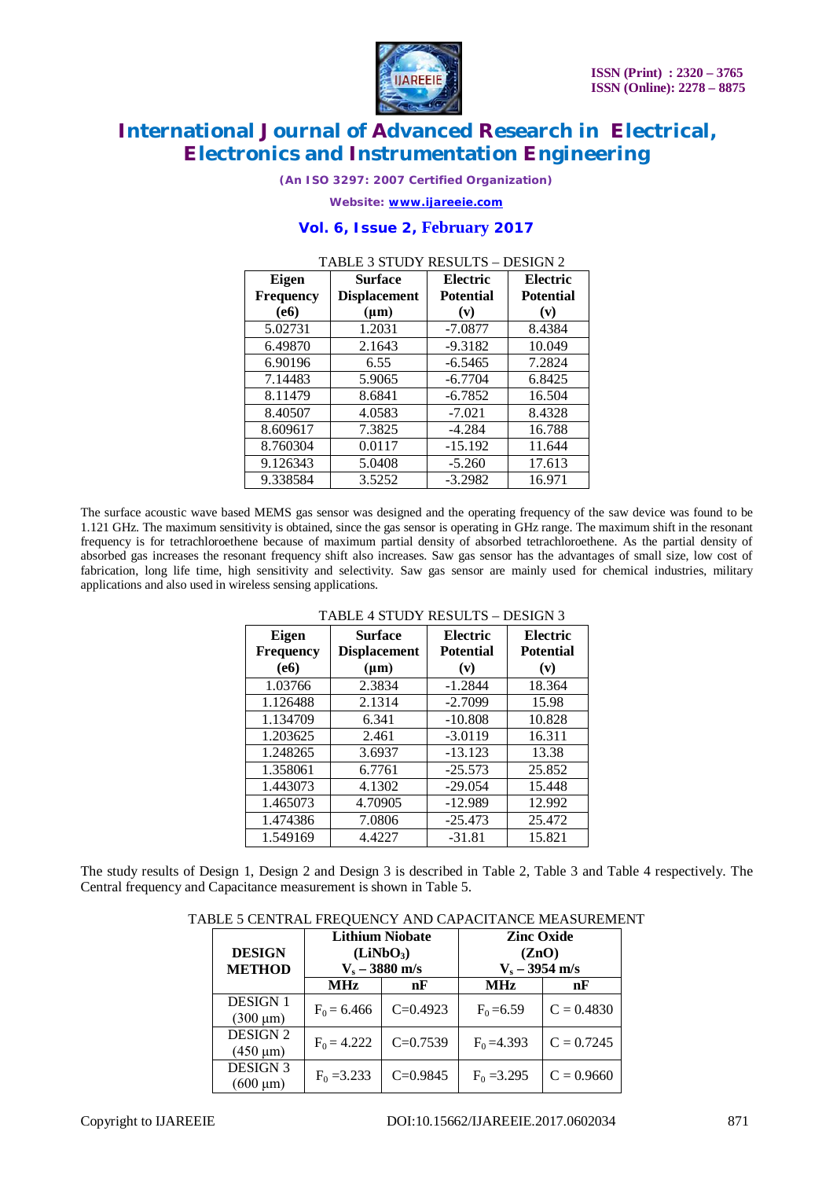TABLE 3 STUDY RESULTS – DESIGN 2

| Eigen Frequency (e6) | Surface Displacement (μm) | Electric Potential (v) | Electric Potential (v) |
|---|---|---|---|
| 5.02731 | 1.2031 | -7.0877 | 8.4384 |
| 6.49870 | 2.1643 | -9.3182 | 10.049 |
| 6.90196 | 6.55 | -6.5465 | 7.2824 |
| 7.14483 | 5.9065 | -6.7704 | 6.8425 |
| 8.11479 | 8.6841 | -6.7852 | 16.504 |
| 8.40507 | 4.0583 | -7.021 | 8.4328 |
| 8.609617 | 7.3825 | -4.284 | 16.788 |
| 8.760304 | 0.0117 | -15.192 | 11.644 |
| 9.126343 | 5.0408 | -5.260 | 17.613 |
| 9.338584 | 3.5252 | -3.2982 | 16.971 |

The surface acoustic wave based MEMS gas sensor was designed and the operating frequency of the saw device was found to be 1.121 GHz. The maximum sensitivity is obtained, since the gas sensor is operating in GHz range. The maximum shift in the resonant frequency is for tetrachloroethene because of maximum partial density of absorbed tetrachloroethene. As the partial density of absorbed gas increases the resonant frequency shift also increases. Saw gas sensor has the advantages of small size, low cost of fabrication, long life time, high sensitivity and selectivity. Saw gas sensor are mainly used for chemical industries, military applications and also used in wireless sensing applications.

TABLE 4 STUDY RESULTS – DESIGN 3

| Eigen Frequency (e6) | Surface Displacement (μm) | Electric Potential (v) | Electric Potential (v) |
|---|---|---|---|
| 1.03766 | 2.3834 | -1.2844 | 18.364 |
| 1.126488 | 2.1314 | -2.7099 | 15.98 |
| 1.134709 | 6.341 | -10.808 | 10.828 |
| 1.203625 | 2.461 | -3.0119 | 16.311 |
| 1.248265 | 3.6937 | -13.123 | 13.38 |
| 1.358061 | 6.7761 | -25.573 | 25.852 |
| 1.443073 | 4.1302 | -29.054 | 15.448 |
| 1.465073 | 4.70905 | -12.989 | 12.992 |
| 1.474386 | 7.0806 | -25.473 | 25.472 |
| 1.549169 | 4.4227 | -31.81 | 15.821 |

The study results of Design 1, Design 2 and Design 3 is described in Table 2, Table 3 and Table 4 respectively. The Central frequency and Capacitance measurement is shown in Table 5.

TABLE 5 CENTRAL FREQUENCY AND CAPACITANCE MEASUREMENT

| DESIGN METHOD | Lithium Niobate ($LiNbO_3$) $V_s$ – 3880 m/s | | Zinc Oxide (ZnO) $V_s$ – 3954 m/s | |
|---|---|---|---|---|
| | MHz | nF | MHz | nF |
| DESIGN 1 (300 μm) | $F_0$ = 6.466 | C=0.4923 | $F_0$ =6.59 | C = 0.4830 |
| DESIGN 2 (450 μm) | $F_0$ = 4.222 | C=0.7539 | $F_0$ =4.393 | C = 0.7245 |
| DESIGN 3 (600 μm) | $F_0$ =3.233 | C=0.9845 | $F_0$ =3.295 | C = 0.9660 |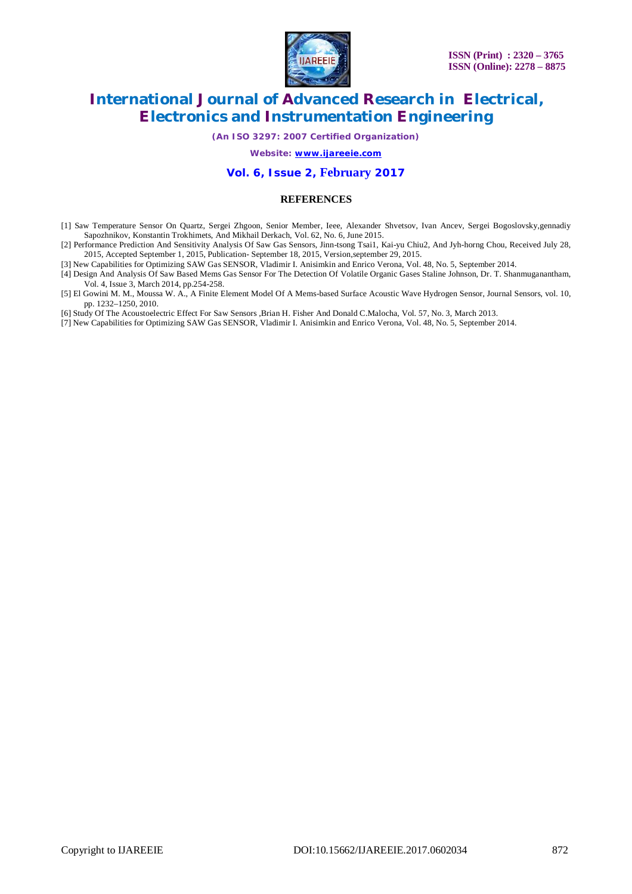## REFERENCES

[1] Saw Temperature Sensor On Quartz, Sergei Zhgoon, Senior Member, Ieee, Alexander Shvetsov, Ivan Ancev, Sergei Bogoslovsky,gennadiy Sapozhnikov, Konstantin Trokhimets, And Mikhail Derkach, Vol. 62, No. 6, June 2015.

[2] Performance Prediction And Sensitivity Analysis Of Saw Gas Sensors, Jinn-tsong Tsai1, Kai-yu Chiu2, And Jyh-horng Chou, Received July 28, 2015, Accepted September 1, 2015, Publication- September 18, 2015, Version,september 29, 2015.

[3] New Capabilities for Optimizing SAW Gas SENSOR, Vladimir I. Anisimkin and Enrico Verona, Vol. 48, No. 5, September 2014.

[4] Design And Analysis Of Saw Based Mems Gas Sensor For The Detection Of Volatile Organic Gases Staline Johnson, Dr. T. Shanmuganantham, Vol. 4, Issue 3, March 2014, pp.254-258.

[5] El Gowini M. M., Moussa W. A., A Finite Element Model Of A Mems-based Surface Acoustic Wave Hydrogen Sensor, Journal Sensors, vol. 10, pp. 1232–1250, 2010.

[6] Study Of The Acoustoelectric Effect For Saw Sensors ,Brian H. Fisher And Donald C.Malocha, Vol. 57, No. 3, March 2013.

[7] New Capabilities for Optimizing SAW Gas SENSOR, Vladimir I. Anisimkin and Enrico Verona, Vol. 48, No. 5, September 2014.